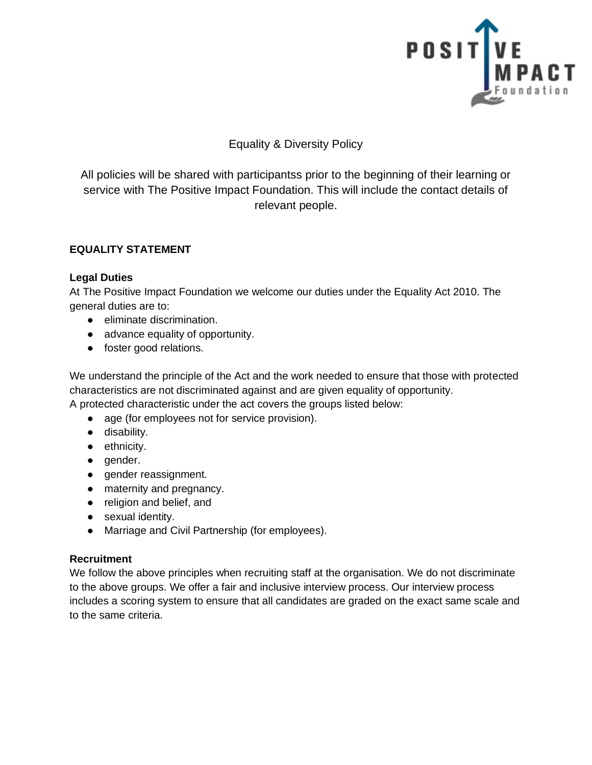# Equality & Diversity Policy

All policies will be shared with participantss prior to the beginning of their learning or service with The Positive Impact Foundation. This will include the contact details of relevant people.

## EQUALITY STATEMENT

### Legal Duties

At The Positive Impact Foundation we welcome our duties under the Equality Act 2010. The general duties are to:

- eliminate discrimination.
- advance equality of opportunity.
- foster good relations.

We understand the principle of the Act and the work needed to ensure that those with protected characteristics are not discriminated against and are given equality of opportunity.
A protected characteristic under the act covers the groups listed below:

- age (for employees not for service provision).
- disability.
- ethnicity.
- gender.
- gender reassignment.
- maternity and pregnancy.
- religion and belief, and
- sexual identity.
- Marriage and Civil Partnership (for employees).

### Recruitment

We follow the above principles when recruiting staff at the organisation. We do not discriminate to the above groups. We offer a fair and inclusive interview process. Our interview process includes a scoring system to ensure that all candidates are graded on the exact same scale and to the same criteria.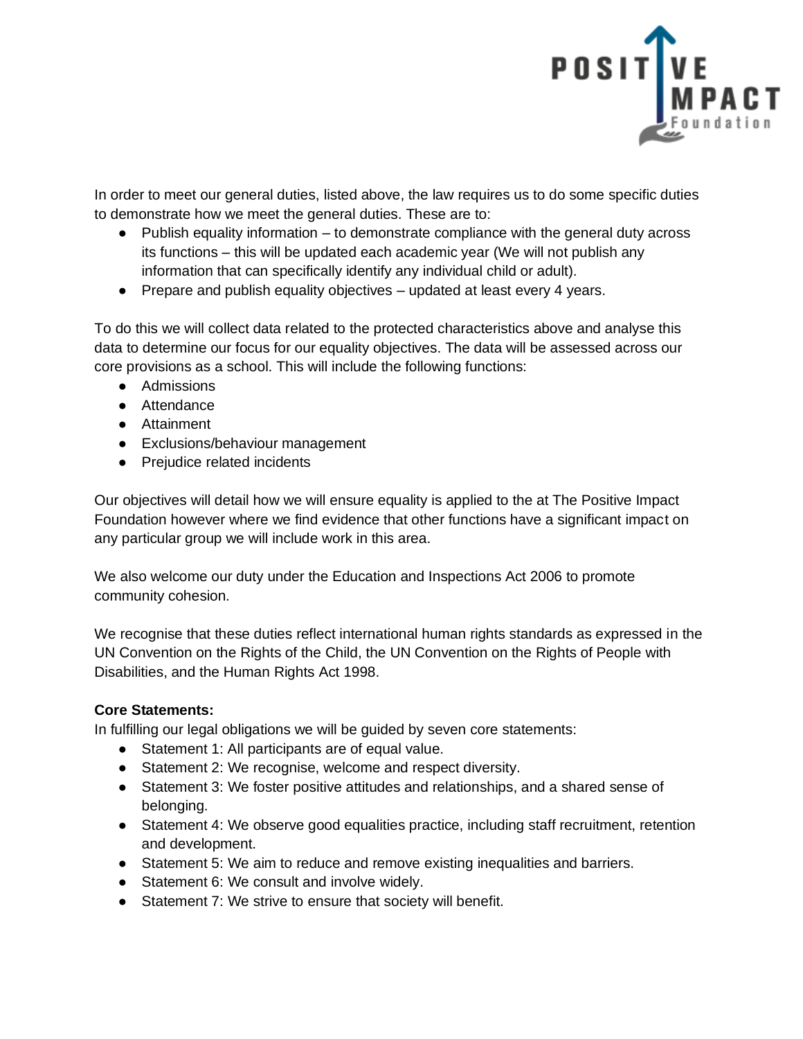In order to meet our general duties, listed above, the law requires us to do some specific duties to demonstrate how we meet the general duties. These are to:

- Publish equality information – to demonstrate compliance with the general duty across its functions – this will be updated each academic year (We will not publish any information that can specifically identify any individual child or adult).
- Prepare and publish equality objectives – updated at least every 4 years.

To do this we will collect data related to the protected characteristics above and analyse this data to determine our focus for our equality objectives. The data will be assessed across our core provisions as a school. This will include the following functions:

- Admissions
- Attendance
- Attainment
- Exclusions/behaviour management
- Prejudice related incidents

Our objectives will detail how we will ensure equality is applied to the at The Positive Impact Foundation however where we find evidence that other functions have a significant impact on any particular group we will include work in this area.

We also welcome our duty under the Education and Inspections Act 2006 to promote community cohesion.

We recognise that these duties reflect international human rights standards as expressed in the UN Convention on the Rights of the Child, the UN Convention on the Rights of People with Disabilities, and the Human Rights Act 1998.

**Core Statements:**

In fulfilling our legal obligations we will be guided by seven core statements:

- Statement 1: All participants are of equal value.
- Statement 2: We recognise, welcome and respect diversity.
- Statement 3: We foster positive attitudes and relationships, and a shared sense of belonging.
- Statement 4: We observe good equalities practice, including staff recruitment, retention and development.
- Statement 5: We aim to reduce and remove existing inequalities and barriers.
- Statement 6: We consult and involve widely.
- Statement 7: We strive to ensure that society will benefit.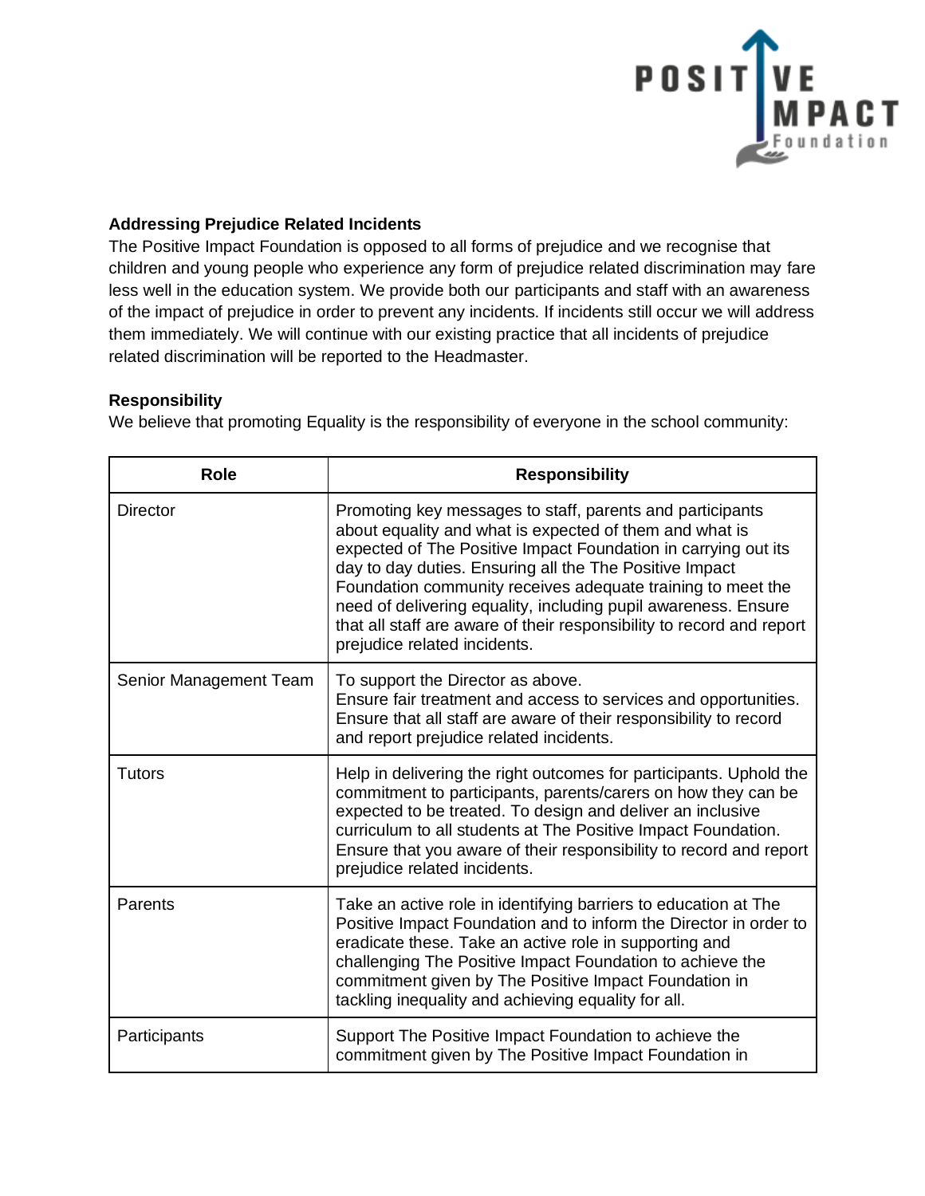**Addressing Prejudice Related Incidents**

The Positive Impact Foundation is opposed to all forms of prejudice and we recognise that children and young people who experience any form of prejudice related discrimination may fare less well in the education system. We provide both our participants and staff with an awareness of the impact of prejudice in order to prevent any incidents. If incidents still occur we will address them immediately. We will continue with our existing practice that all incidents of prejudice related discrimination will be reported to the Headmaster.

**Responsibility**

We believe that promoting Equality is the responsibility of everyone in the school community:

| Role | Responsibility |
|---|---|
| Director | Promoting key messages to staff, parents and participants about equality and what is expected of them and what is expected of The Positive Impact Foundation in carrying out its day to day duties. Ensuring all the The Positive Impact Foundation community receives adequate training to meet the need of delivering equality, including pupil awareness. Ensure that all staff are aware of their responsibility to record and report prejudice related incidents. |
| Senior Management Team | To support the Director as above. Ensure fair treatment and access to services and opportunities. Ensure that all staff are aware of their responsibility to record and report prejudice related incidents. |
| Tutors | Help in delivering the right outcomes for participants. Uphold the commitment to participants, parents/carers on how they can be expected to be treated. To design and deliver an inclusive curriculum to all students at The Positive Impact Foundation. Ensure that you aware of their responsibility to record and report prejudice related incidents. |
| Parents | Take an active role in identifying barriers to education at The Positive Impact Foundation and to inform the Director in order to eradicate these. Take an active role in supporting and challenging The Positive Impact Foundation to achieve the commitment given by The Positive Impact Foundation in tackling inequality and achieving equality for all. |
| Participants | Support The Positive Impact Foundation to achieve the commitment given by The Positive Impact Foundation in |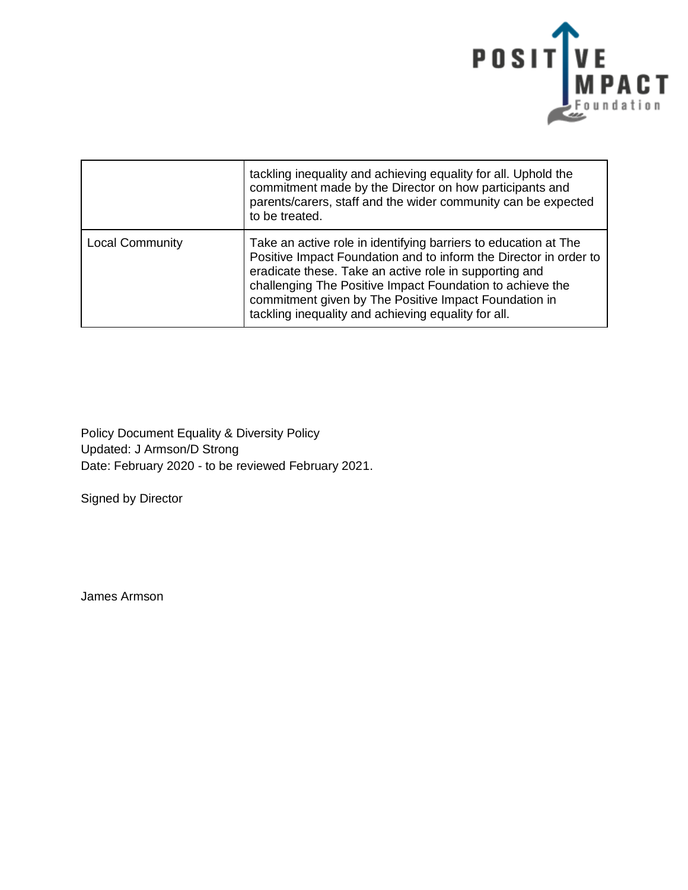| | |
|---|---|
| | tackling inequality and achieving equality for all. Uphold the commitment made by the Director on how participants and parents/carers, staff and the wider community can be expected to be treated. |
| Local Community | Take an active role in identifying barriers to education at The Positive Impact Foundation and to inform the Director in order to eradicate these. Take an active role in supporting and challenging The Positive Impact Foundation to achieve the commitment given by The Positive Impact Foundation in tackling inequality and achieving equality for all. |

Policy Document Equality & Diversity Policy
Updated: J Armson/D Strong
Date: February 2020 - to be reviewed February 2021.

Signed by Director

James Armson